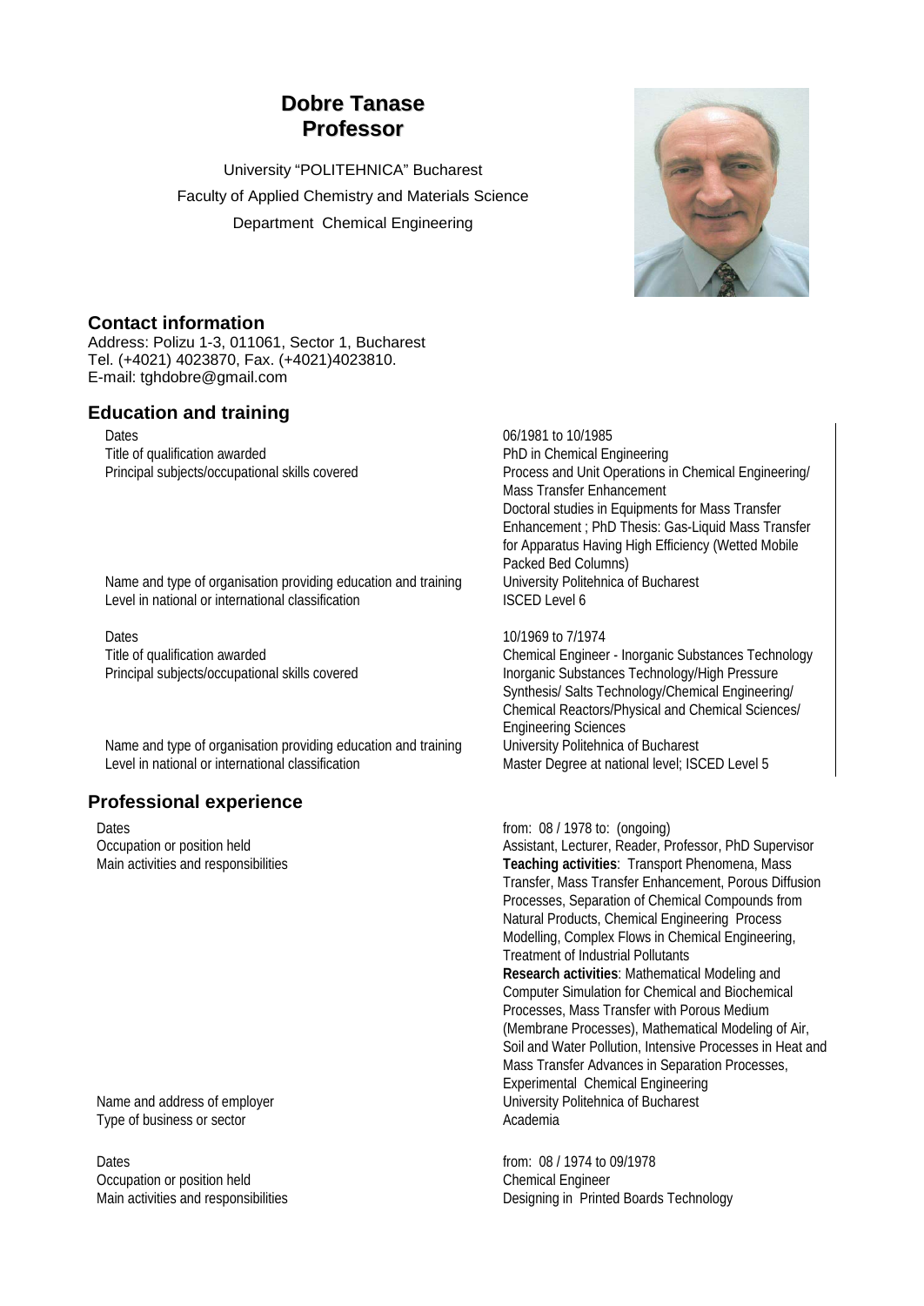# Dobre Tanase
# Professor

University "POLITEHNICA" Bucharest
Faculty of Applied Chemistry and Materials Science
Department Chemical Engineering

## Contact information

Address: Polizu 1-3, 011061, Sector 1, Bucharest
Tel. (+4021) 4023870, Fax. (+4021)4023810.
E-mail: tghdobre@gmail.com

## Education and training

| | |
|---|---|
| Dates | 06/1981 to 10/1985 |
| Title of qualification awarded | PhD in Chemical Engineering |
| Principal subjects/occupational skills covered | Process and Unit Operations in Chemical Engineering/ Mass Transfer Enhancement<br>Doctoral studies in Equipments for Mass Transfer Enhancement ; PhD Thesis: Gas-Liquid Mass Transfer for Apparatus Having High Efficiency (Wetted Mobile Packed Bed Columns) |
| Name and type of organisation providing education and training | University Politehnica of Bucharest |
| Level in national or international classification | ISCED Level 6 |

| | |
|---|---|
| Dates | 10/1969 to 7/1974 |
| Title of qualification awarded | Chemical Engineer - Inorganic Substances Technology |
| Principal subjects/occupational skills covered | Inorganic Substances Technology/High Pressure Synthesis/ Salts Technology/Chemical Engineering/ Chemical Reactors/Physical and Chemical Sciences/ Engineering Sciences |
| Name and type of organisation providing education and training | University Politehnica of Bucharest |
| Level in national or international classification | Master Degree at national level; ISCED Level 5 |

## Professional experience

| | |
|---|---|
| Dates | from: 08 / 1978 to: (ongoing) |
| Occupation or position held | Assistant, Lecturer, Reader, Professor, PhD Supervisor |
| Main activities and responsibilities | **Teaching activities**: Transport Phenomena, Mass Transfer, Mass Transfer Enhancement, Porous Diffusion Processes, Separation of Chemical Compounds from Natural Products, Chemical Engineering Process Modelling, Complex Flows in Chemical Engineering, Treatment of Industrial Pollutants<br>**Research activities**: Mathematical Modeling and Computer Simulation for Chemical and Biochemical Processes, Mass Transfer with Porous Medium (Membrane Processes), Mathematical Modeling of Air, Soil and Water Pollution, Intensive Processes in Heat and Mass Transfer Advances in Separation Processes, Experimental Chemical Engineering |
| Name and address of employer | University Politehnica of Bucharest |
| Type of business or sector | Academia |

| | |
|---|---|
| Dates | from: 08 / 1974 to 09/1978 |
| Occupation or position held | Chemical Engineer |
| Main activities and responsibilities | Designing in Printed Boards Technology |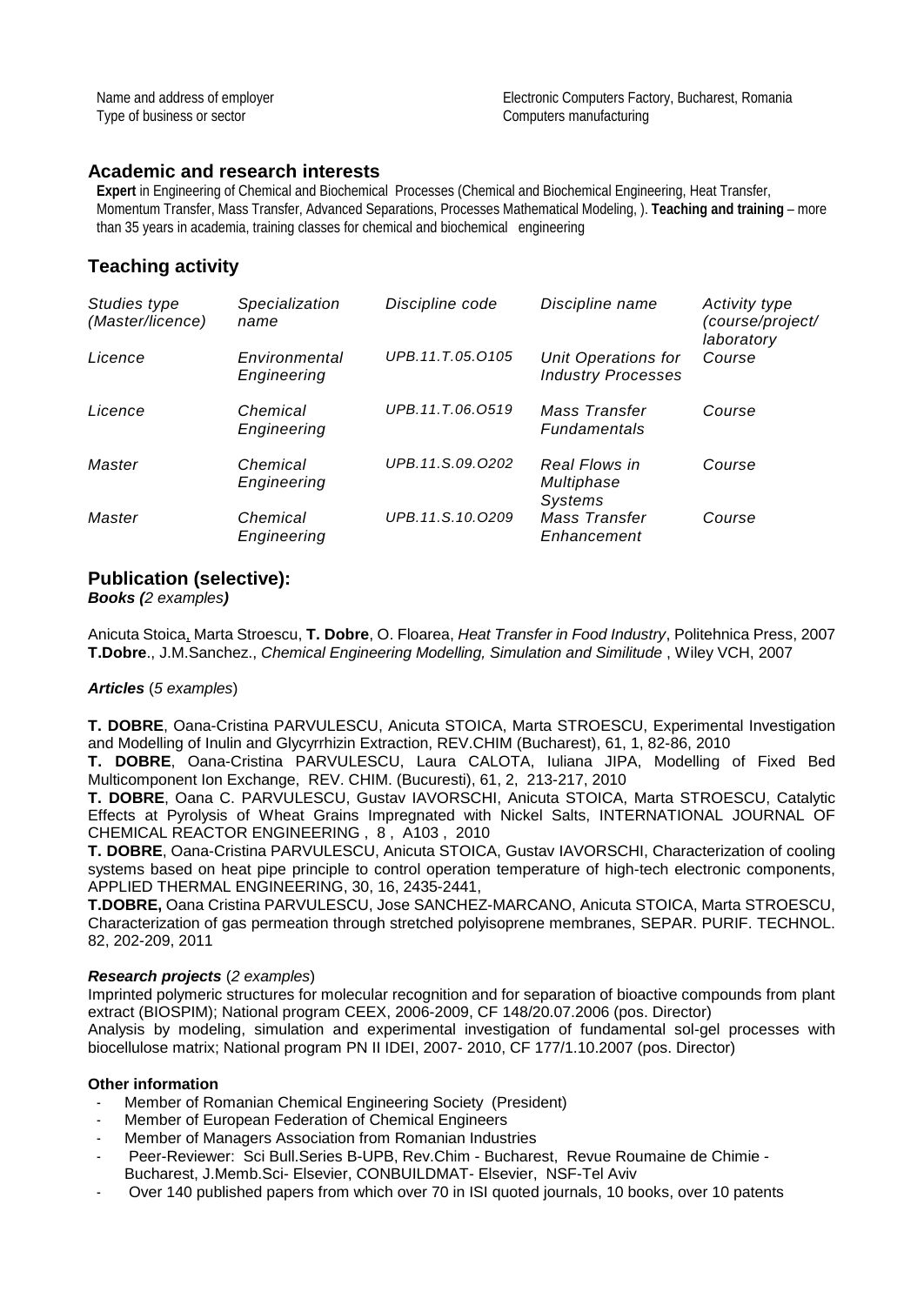| | |
|---|---|
| Name and address of employer | Electronic Computers Factory, Bucharest, Romania |
| Type of business or sector | Computers manufacturing |

## Academic and research interests

**Expert** in Engineering of Chemical and Biochemical Processes (Chemical and Biochemical Engineering, Heat Transfer, Momentum Transfer, Mass Transfer, Advanced Separations, Processes Mathematical Modeling, ). **Teaching and training** – more than 35 years in academia, training classes for chemical and biochemical engineering

## Teaching activity

| *Studies type (Master/licence)* | *Specialization name* | *Discipline code* | *Discipline name* | *Activity type (course/project/ laboratory* |
|---|---|---|---|---|
| *Licence* | *Environmental Engineering* | *UPB.11.T.05.O105* | *Unit Operations for Industry Processes* | *Course* |
| *Licence* | *Chemical Engineering* | *UPB.11.T.06.O519* | *Mass Transfer Fundamentals* | *Course* |
| *Master* | *Chemical Engineering* | *UPB.11.S.09.O202* | *Real Flows in Multiphase Systems* | *Course* |
| *Master* | *Chemical Engineering* | *UPB.11.S.10.O209* | *Mass Transfer Enhancement* | *Course* |

## Publication (selective):

***Books (****2 examples****)***

Anicuta Stoica, Marta Stroescu, **T. Dobre**, O. Floarea, *Heat Transfer in Food Industry*, Politehnica Press, 2007
**T.Dobre**., J.M.Sanchez., *Chemical Engineering Modelling, Simulation and Similitude* , Wiley VCH, 2007

***Articles*** (*5 examples*)

**T. DOBRE**, Oana-Cristina PARVULESCU, Anicuta STOICA, Marta STROESCU, Experimental Investigation and Modelling of Inulin and Glycyrrhizin Extraction, REV.CHIM (Bucharest), 61, 1, 82-86, 2010
**T. DOBRE**, Oana-Cristina PARVULESCU, Laura CALOTA, Iuliana JIPA, Modelling of Fixed Bed Multicomponent Ion Exchange, REV. CHIM. (Bucuresti), 61, 2, 213-217, 2010
**T. DOBRE**, Oana C. PARVULESCU, Gustav IAVORSCHI, Anicuta STOICA, Marta STROESCU, Catalytic Effects at Pyrolysis of Wheat Grains Impregnated with Nickel Salts, INTERNATIONAL JOURNAL OF CHEMICAL REACTOR ENGINEERING , 8 , A103 , 2010
**T. DOBRE**, Oana-Cristina PARVULESCU, Anicuta STOICA, Gustav IAVORSCHI, Characterization of cooling systems based on heat pipe principle to control operation temperature of high-tech electronic components, APPLIED THERMAL ENGINEERING, 30, 16, 2435-2441,
**T.DOBRE,** Oana Cristina PARVULESCU, Jose SANCHEZ-MARCANO, Anicuta STOICA, Marta STROESCU, Characterization of gas permeation through stretched polyisoprene membranes, SEPAR. PURIF. TECHNOL. 82, 202-209, 2011

***Research projects*** (*2 examples*)

Imprinted polymeric structures for molecular recognition and for separation of bioactive compounds from plant extract (BIOSPIM); National program CEEX, 2006-2009, CF 148/20.07.2006 (pos. Director)
Analysis by modeling, simulation and experimental investigation of fundamental sol-gel processes with biocellulose matrix; National program PN II IDEI, 2007- 2010, CF 177/1.10.2007 (pos. Director)

**Other information**

- Member of Romanian Chemical Engineering Society (President)
- Member of European Federation of Chemical Engineers
- Member of Managers Association from Romanian Industries
- Peer-Reviewer: Sci Bull.Series B-UPB, Rev.Chim - Bucharest, Revue Roumaine de Chimie - Bucharest, J.Memb.Sci- Elsevier, CONBUILDMAT- Elsevier, NSF-Tel Aviv
- Over 140 published papers from which over 70 in ISI quoted journals, 10 books, over 10 patents